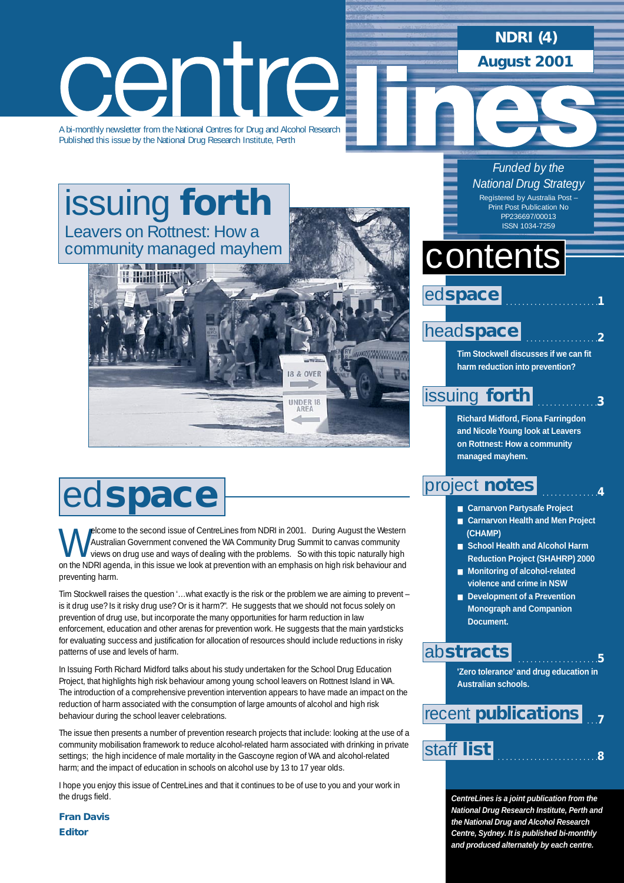# centre lines

**NDRI (4)**

**August 2001**

A bi-monthly newsletter from the National Centres for Drug and Alcohol Research
Published this issue by the National Drug Research Institute, Perth

*Funded by the National Drug Strategy*

Registered by Australia Post – Print Post Publication No PP236697/00013
ISSN 1034-7259

## issuing **forth**

Leavers on Rottnest: How a community managed mayhem

# contents

ed**space** ........ 1

head**space** ........ 2

**Tim Stockwell discusses if we can fit harm reduction into prevention?**

issuing **forth** ........ 3

**Richard Midford, Fiona Farringdon and Nicole Young look at Leavers on Rottnest: How a community managed mayhem.**

project **notes** ........ 4

- **Carnarvon Partysafe Project**
- **Carnarvon Health and Men Project (CHAMP)**
- **School Health and Alcohol Harm Reduction Project (SHAHRP) 2000**
- **Monitoring of alcohol-related violence and crime in NSW**
- **Development of a Prevention Monograph and Companion Document.**

ab**stracts** ........ 5

**'Zero tolerance' and drug education in Australian schools.**

recent **publications** ........ 7

staff **list** ........ 8

***CentreLines is a joint publication from the National Drug Research Institute, Perth and the National Drug and Alcohol Research Centre, Sydney. It is published bi-monthly and produced alternately by each centre.***

# ed**space**

Welcome to the second issue of CentreLines from NDRI in 2001. During August the Western Australian Government convened the WA Community Drug Summit to canvas community views on drug use and ways of dealing with the problems. So with this topic naturally high on the NDRI agenda, in this issue we look at prevention with an emphasis on high risk behaviour and preventing harm.

Tim Stockwell raises the question '…what exactly is the risk or the problem we are aiming to prevent – is it drug use? Is it risky drug use? Or is it harm?". He suggests that we should not focus solely on prevention of drug use, but incorporate the many opportunities for harm reduction in law enforcement, education and other arenas for prevention work. He suggests that the main yardsticks for evaluating success and justification for allocation of resources should include reductions in risky patterns of use and levels of harm.

In Issuing Forth Richard Midford talks about his study undertaken for the School Drug Education Project, that highlights high risk behaviour among young school leavers on Rottnest Island in WA. The introduction of a comprehensive prevention intervention appears to have made an impact on the reduction of harm associated with the consumption of large amounts of alcohol and high risk behaviour during the school leaver celebrations.

The issue then presents a number of prevention research projects that include: looking at the use of a community mobilisation framework to reduce alcohol-related harm associated with drinking in private settings; the high incidence of male mortality in the Gascoyne region of WA and alcohol-related harm; and the impact of education in schools on alcohol use by 13 to 17 year olds.

I hope you enjoy this issue of CentreLines and that it continues to be of use to you and your work in the drugs field.

**Fran Davis**
**Editor**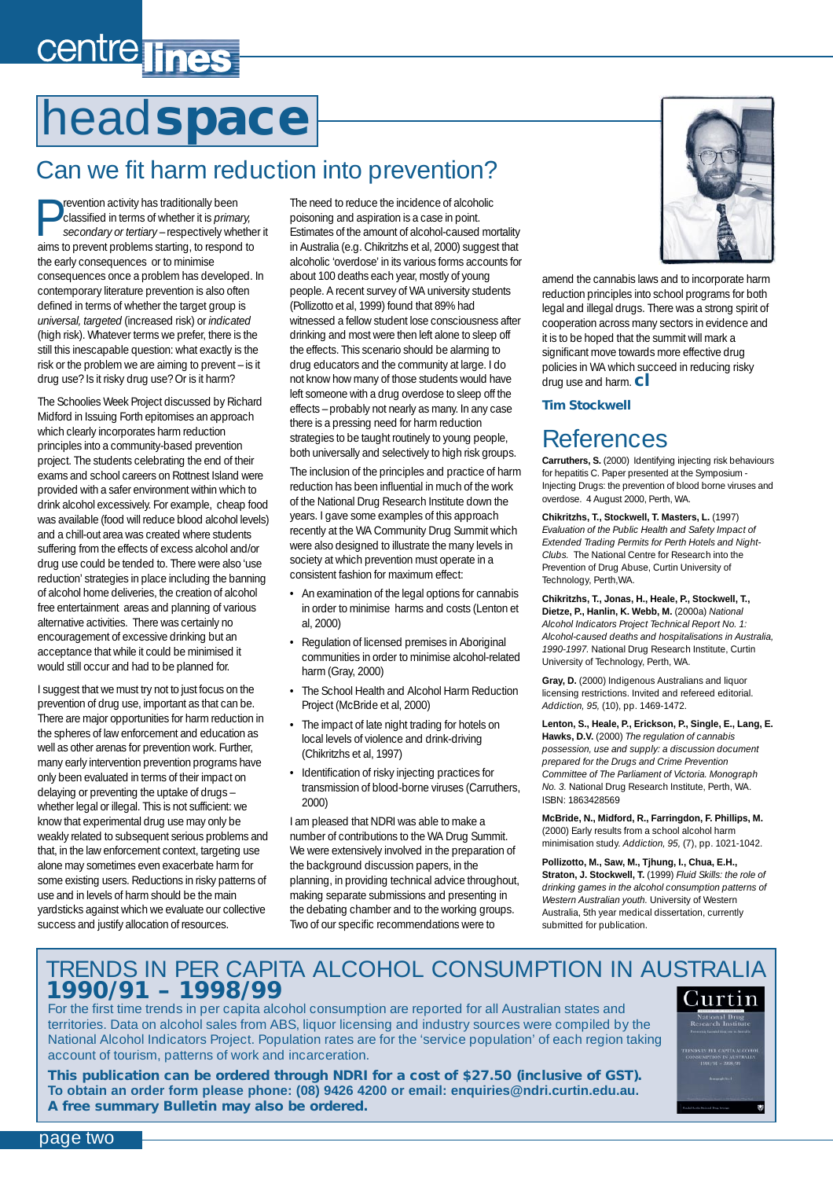# headspace

## Can we fit harm reduction into prevention?

Prevention activity has traditionally been classified in terms of whether it is *primary, secondary or tertiary* – respectively whether it aims to prevent problems starting, to respond to the early consequences or to minimise consequences once a problem has developed. In contemporary literature prevention is also often defined in terms of whether the target group is *universal, targeted* (increased risk) or *indicated* (high risk). Whatever terms we prefer, there is the still this inescapable question: what exactly is the risk or the problem we are aiming to prevent – is it drug use? Is it risky drug use? Or is it harm?

The Schoolies Week Project discussed by Richard Midford in Issuing Forth epitomises an approach which clearly incorporates harm reduction principles into a community-based prevention project. The students celebrating the end of their exams and school careers on Rottnest Island were provided with a safer environment within which to drink alcohol excessively. For example, cheap food was available (food will reduce blood alcohol levels) and a chill-out area was created where students suffering from the effects of excess alcohol and/or drug use could be tended to. There were also 'use reduction' strategies in place including the banning of alcohol home deliveries, the creation of alcohol free entertainment areas and planning of various alternative activities. There was certainly no encouragement of excessive drinking but an acceptance that while it could be minimised it would still occur and had to be planned for.

I suggest that we must try not to just focus on the prevention of drug use, important as that can be. There are major opportunities for harm reduction in the spheres of law enforcement and education as well as other arenas for prevention work. Further, many early intervention prevention programs have only been evaluated in terms of their impact on delaying or preventing the uptake of drugs – whether legal or illegal. This is not sufficient: we know that experimental drug use may only be weakly related to subsequent serious problems and that, in the law enforcement context, targeting use alone may sometimes even exacerbate harm for some existing users. Reductions in risky patterns of use and in levels of harm should be the main yardsticks against which we evaluate our collective success and justify allocation of resources.

The need to reduce the incidence of alcoholic poisoning and aspiration is a case in point. Estimates of the amount of alcohol-caused mortality in Australia (e.g. Chikritzhs et al, 2000) suggest that alcoholic 'overdose' in its various forms accounts for about 100 deaths each year, mostly of young people. A recent survey of WA university students (Pollizotto et al, 1999) found that 89% had witnessed a fellow student lose consciousness after drinking and most were then left alone to sleep off the effects. This scenario should be alarming to drug educators and the community at large. I do not know how many of those students would have left someone with a drug overdose to sleep off the effects – probably not nearly as many. In any case there is a pressing need for harm reduction strategies to be taught routinely to young people, both universally and selectively to high risk groups.

The inclusion of the principles and practice of harm reduction has been influential in much of the work of the National Drug Research Institute down the years. I gave some examples of this approach recently at the WA Community Drug Summit which were also designed to illustrate the many levels in society at which prevention must operate in a consistent fashion for maximum effect:

- An examination of the legal options for cannabis in order to minimise harms and costs (Lenton et al, 2000)
- Regulation of licensed premises in Aboriginal communities in order to minimise alcohol-related harm (Gray, 2000)
- The School Health and Alcohol Harm Reduction Project (McBride et al, 2000)
- The impact of late night trading for hotels on local levels of violence and drink-driving (Chikritzhs et al, 1997)
- Identification of risky injecting practices for transmission of blood-borne viruses (Carruthers, 2000)

I am pleased that NDRI was able to make a number of contributions to the WA Drug Summit. We were extensively involved in the preparation of the background discussion papers, in the planning, in providing technical advice throughout, making separate submissions and presenting in the debating chamber and to the working groups. Two of our specific recommendations were to amend the cannabis laws and to incorporate harm reduction principles into school programs for both legal and illegal drugs. There was a strong spirit of cooperation across many sectors in evidence and it is to be hoped that the summit will mark a significant move towards more effective drug policies in WA which succeed in reducing risky drug use and harm. **cl**

**Tim Stockwell**

## References

**Carruthers, S.** (2000) Identifying injecting risk behaviours for hepatitis C. Paper presented at the Symposium - Injecting Drugs: the prevention of blood borne viruses and overdose. 4 August 2000, Perth, WA.

**Chikritzhs, T., Stockwell, T. Masters, L.** (1997) *Evaluation of the Public Health and Safety Impact of Extended Trading Permits for Perth Hotels and Night-Clubs.* The National Centre for Research into the Prevention of Drug Abuse, Curtin University of Technology, Perth,WA.

**Chikritzhs, T., Jonas, H., Heale, P., Stockwell, T., Dietze, P., Hanlin, K. Webb, M.** (2000a) *National Alcohol Indicators Project Technical Report No. 1: Alcohol-caused deaths and hospitalisations in Australia, 1990-1997.* National Drug Research Institute, Curtin University of Technology, Perth, WA.

**Gray, D.** (2000) Indigenous Australians and liquor licensing restrictions. Invited and refereed editorial. *Addiction, 95,* (10), pp. 1469-1472.

**Lenton, S., Heale, P., Erickson, P., Single, E., Lang, E. Hawks, D.V.** (2000) *The regulation of cannabis possession, use and supply: a discussion document prepared for the Drugs and Crime Prevention Committee of The Parliament of Victoria. Monograph No. 3.* National Drug Research Institute, Perth, WA. ISBN: 1863428569

**McBride, N., Midford, R., Farringdon, F. Phillips, M.** (2000) Early results from a school alcohol harm minimisation study. *Addiction, 95,* (7), pp. 1021-1042.

**Pollizotto, M., Saw, M., Tjhung, I., Chua, E.H., Straton, J. Stockwell, T.** (1999) *Fluid Skills: the role of drinking games in the alcohol consumption patterns of Western Australian youth.* University of Western Australia, 5th year medical dissertation, currently submitted for publication.

## TRENDS IN PER CAPITA ALCOHOL CONSUMPTION IN AUSTRALIA 1990/91 – 1998/99

For the first time trends in per capita alcohol consumption are reported for all Australian states and territories. Data on alcohol sales from ABS, liquor licensing and industry sources were compiled by the National Alcohol Indicators Project. Population rates are for the 'service population' of each region taking account of tourism, patterns of work and incarceration.

**This publication can be ordered through NDRI for a cost of $27.50 (inclusive of GST). To obtain an order form please phone: (08) 9426 4200 or email: enquiries@ndri.curtin.edu.au. A free summary Bulletin may also be ordered.**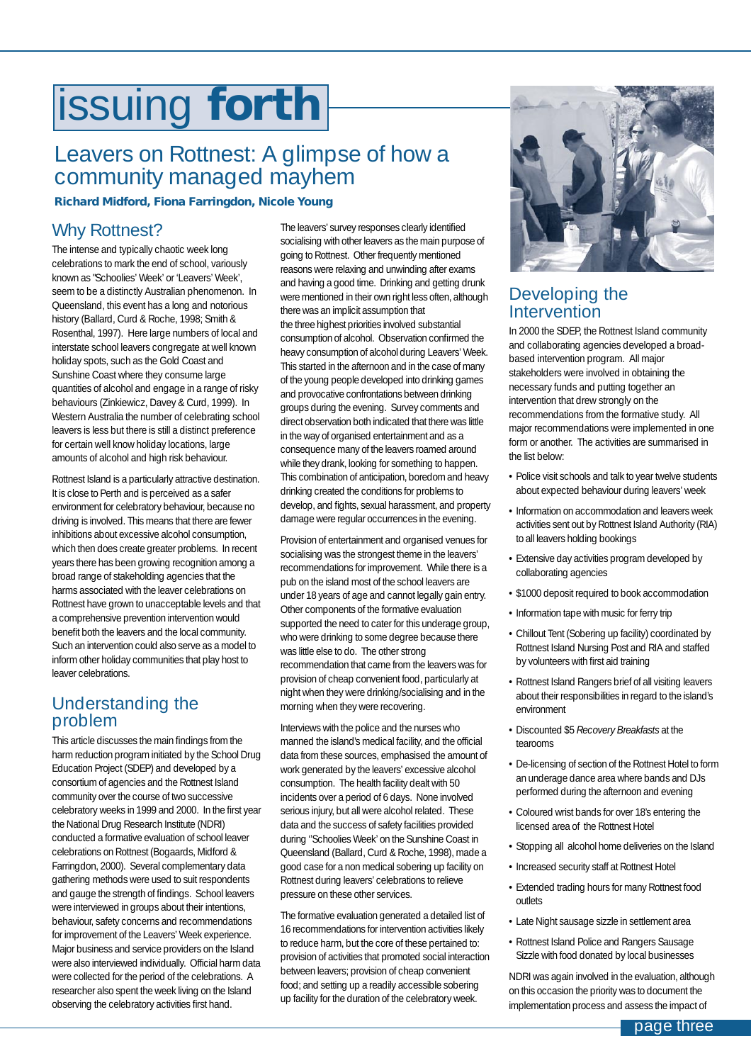# issuing forth

## Leavers on Rottnest: A glimpse of how a community managed mayhem

**Richard Midford, Fiona Farringdon, Nicole Young**

### Why Rottnest?

The intense and typically chaotic week long celebrations to mark the end of school, variously known as "Schoolies' Week' or 'Leavers' Week', seem to be a distinctly Australian phenomenon. In Queensland, this event has a long and notorious history (Ballard, Curd & Roche, 1998; Smith & Rosenthal, 1997). Here large numbers of local and interstate school leavers congregate at well known holiday spots, such as the Gold Coast and Sunshine Coast where they consume large quantities of alcohol and engage in a range of risky behaviours (Zinkiewicz, Davey & Curd, 1999). In Western Australia the number of celebrating school leavers is less but there is still a distinct preference for certain well know holiday locations, large amounts of alcohol and high risk behaviour.

Rottnest Island is a particularly attractive destination. It is close to Perth and is perceived as a safer environment for celebratory behaviour, because no driving is involved. This means that there are fewer inhibitions about excessive alcohol consumption, which then does create greater problems. In recent years there has been growing recognition among a broad range of stakeholding agencies that the harms associated with the leaver celebrations on Rottnest have grown to unacceptable levels and that a comprehensive prevention intervention would benefit both the leavers and the local community. Such an intervention could also serve as a model to inform other holiday communities that play host to leaver celebrations.

### Understanding the problem

This article discusses the main findings from the harm reduction program initiated by the School Drug Education Project (SDEP) and developed by a consortium of agencies and the Rottnest Island community over the course of two successive celebratory weeks in 1999 and 2000. In the first year the National Drug Research Institute (NDRI) conducted a formative evaluation of school leaver celebrations on Rottnest (Bogaards, Midford & Farringdon, 2000). Several complementary data gathering methods were used to suit respondents and gauge the strength of findings. School leavers were interviewed in groups about their intentions, behaviour, safety concerns and recommendations for improvement of the Leavers' Week experience. Major business and service providers on the Island were also interviewed individually. Official harm data were collected for the period of the celebrations. A researcher also spent the week living on the Island observing the celebratory activities first hand.

The leavers' survey responses clearly identified socialising with other leavers as the main purpose of going to Rottnest. Other frequently mentioned reasons were relaxing and unwinding after exams and having a good time. Drinking and getting drunk were mentioned in their own right less often, although there was an implicit assumption that the three highest priorities involved substantial consumption of alcohol. Observation confirmed the heavy consumption of alcohol during Leavers' Week. This started in the afternoon and in the case of many of the young people developed into drinking games and provocative confrontations between drinking groups during the evening. Survey comments and direct observation both indicated that there was little in the way of organised entertainment and as a consequence many of the leavers roamed around while they drank, looking for something to happen. This combination of anticipation, boredom and heavy drinking created the conditions for problems to develop, and fights, sexual harassment, and property damage were regular occurrences in the evening.

Provision of entertainment and organised venues for socialising was the strongest theme in the leavers' recommendations for improvement. While there is a pub on the island most of the school leavers are under 18 years of age and cannot legally gain entry. Other components of the formative evaluation supported the need to cater for this underage group, who were drinking to some degree because there was little else to do. The other strong recommendation that came from the leavers was for provision of cheap convenient food, particularly at night when they were drinking/socialising and in the morning when they were recovering.

Interviews with the police and the nurses who manned the island's medical facility, and the official data from these sources, emphasised the amount of work generated by the leavers' excessive alcohol consumption. The health facility dealt with 50 incidents over a period of 6 days. None involved serious injury, but all were alcohol related. These data and the success of safety facilities provided during "Schoolies' Week' on the Sunshine Coast in Queensland (Ballard, Curd & Roche, 1998), made a good case for a non medical sobering up facility on Rottnest during leavers' celebrations to relieve pressure on these other services.

The formative evaluation generated a detailed list of 16 recommendations for intervention activities likely to reduce harm, but the core of these pertained to: provision of activities that promoted social interaction between leavers; provision of cheap convenient food; and setting up a readily accessible sobering up facility for the duration of the celebratory week.

### Developing the Intervention

In 2000 the SDEP, the Rottnest Island community and collaborating agencies developed a broad-based intervention program. All major stakeholders were involved in obtaining the necessary funds and putting together an intervention that drew strongly on the recommendations from the formative study. All major recommendations were implemented in one form or another. The activities are summarised in the list below:

- Police visit schools and talk to year twelve students about expected behaviour during leavers' week
- Information on accommodation and leavers week activities sent out by Rottnest Island Authority (RIA) to all leavers holding bookings
- Extensive day activities program developed by collaborating agencies
- $1000 deposit required to book accommodation
- Information tape with music for ferry trip
- Chillout Tent (Sobering up facility) coordinated by Rottnest Island Nursing Post and RIA and staffed by volunteers with first aid training
- Rottnest Island Rangers brief of all visiting leavers about their responsibilities in regard to the island's environment
- Discounted $5 *Recovery Breakfasts* at the tearooms
- De-licensing of section of the Rottnest Hotel to form an underage dance area where bands and DJs performed during the afternoon and evening
- Coloured wrist bands for over 18's entering the licensed area of the Rottnest Hotel
- Stopping all alcohol home deliveries on the Island
- Increased security staff at Rottnest Hotel
- Extended trading hours for many Rottnest food outlets
- Late Night sausage sizzle in settlement area
- Rottnest Island Police and Rangers Sausage Sizzle with food donated by local businesses

NDRI was again involved in the evaluation, although on this occasion the priority was to document the implementation process and assess the impact of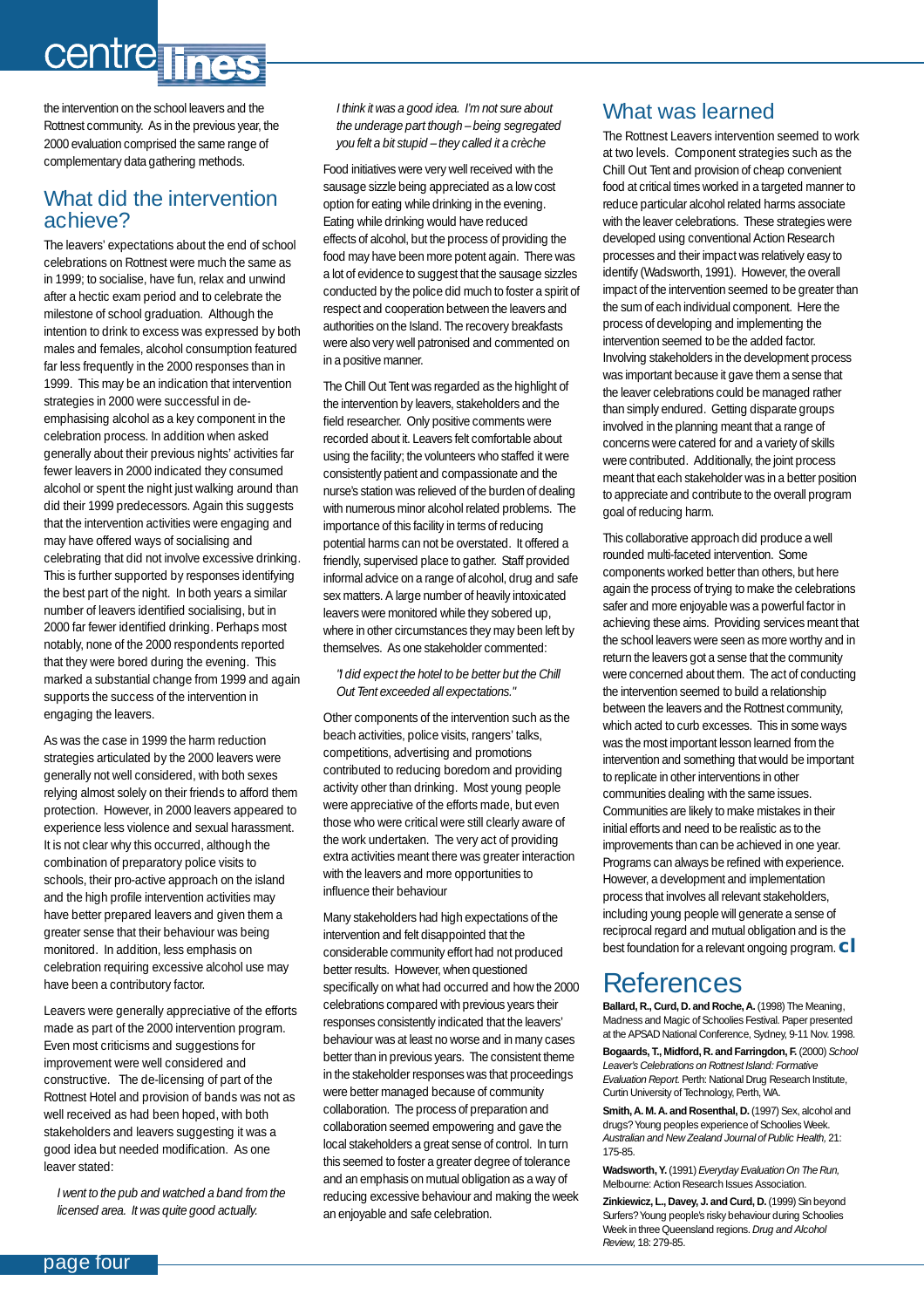the intervention on the school leavers and the Rottnest community. As in the previous year, the 2000 evaluation comprised the same range of complementary data gathering methods.

## What did the intervention achieve?

The leavers' expectations about the end of school celebrations on Rottnest were much the same as in 1999; to socialise, have fun, relax and unwind after a hectic exam period and to celebrate the milestone of school graduation. Although the intention to drink to excess was expressed by both males and females, alcohol consumption featured far less frequently in the 2000 responses than in 1999. This may be an indication that intervention strategies in 2000 were successful in de-emphasising alcohol as a key component in the celebration process. In addition when asked generally about their previous nights' activities far fewer leavers in 2000 indicated they consumed alcohol or spent the night just walking around than did their 1999 predecessors. Again this suggests that the intervention activities were engaging and may have offered ways of socialising and celebrating that did not involve excessive drinking. This is further supported by responses identifying the best part of the night. In both years a similar number of leavers identified socialising, but in 2000 far fewer identified drinking. Perhaps most notably, none of the 2000 respondents reported that they were bored during the evening. This marked a substantial change from 1999 and again supports the success of the intervention in engaging the leavers.

As was the case in 1999 the harm reduction strategies articulated by the 2000 leavers were generally not well considered, with both sexes relying almost solely on their friends to afford them protection. However, in 2000 leavers appeared to experience less violence and sexual harassment. It is not clear why this occurred, although the combination of preparatory police visits to schools, their pro-active approach on the island and the high profile intervention activities may have better prepared leavers and given them a greater sense that their behaviour was being monitored. In addition, less emphasis on celebration requiring excessive alcohol use may have been a contributory factor.

Leavers were generally appreciative of the efforts made as part of the 2000 intervention program. Even most criticisms and suggestions for improvement were well considered and constructive. The de-licensing of part of the Rottnest Hotel and provision of bands was not as well received as had been hoped, with both stakeholders and leavers suggesting it was a good idea but needed modification. As one leaver stated:

> *I went to the pub and watched a band from the licensed area. It was quite good actually.*
>
> *I think it was a good idea. I'm not sure about the underage part though – being segregated you felt a bit stupid – they called it a crèche*

Food initiatives were very well received with the sausage sizzle being appreciated as a low cost option for eating while drinking in the evening. Eating while drinking would have reduced effects of alcohol, but the process of providing the food may have been more potent again. There was a lot of evidence to suggest that the sausage sizzles conducted by the police did much to foster a spirit of respect and cooperation between the leavers and authorities on the Island. The recovery breakfasts were also very well patronised and commented on in a positive manner.

The Chill Out Tent was regarded as the highlight of the intervention by leavers, stakeholders and the field researcher. Only positive comments were recorded about it. Leavers felt comfortable about using the facility; the volunteers who staffed it were consistently patient and compassionate and the nurse's station was relieved of the burden of dealing with numerous minor alcohol related problems. The importance of this facility in terms of reducing potential harms can not be overstated. It offered a friendly, supervised place to gather. Staff provided informal advice on a range of alcohol, drug and safe sex matters. A large number of heavily intoxicated leavers were monitored while they sobered up, where in other circumstances they may been left by themselves. As one stakeholder commented:

> *"I did expect the hotel to be better but the Chill Out Tent exceeded all expectations."*

Other components of the intervention such as the beach activities, police visits, rangers' talks, competitions, advertising and promotions contributed to reducing boredom and providing activity other than drinking. Most young people were appreciative of the efforts made, but even those who were critical were still clearly aware of the work undertaken. The very act of providing extra activities meant there was greater interaction with the leavers and more opportunities to influence their behaviour

Many stakeholders had high expectations of the intervention and felt disappointed that the considerable community effort had not produced better results. However, when questioned specifically on what had occurred and how the 2000 celebrations compared with previous years their responses consistently indicated that the leavers' behaviour was at least no worse and in many cases better than in previous years. The consistent theme in the stakeholder responses was that proceedings were better managed because of community collaboration. The process of preparation and collaboration seemed empowering and gave the local stakeholders a great sense of control. In turn this seemed to foster a greater degree of tolerance and an emphasis on mutual obligation as a way of reducing excessive behaviour and making the week an enjoyable and safe celebration.

## What was learned

The Rottnest Leavers intervention seemed to work at two levels. Component strategies such as the Chill Out Tent and provision of cheap convenient food at critical times worked in a targeted manner to reduce particular alcohol related harms associate with the leaver celebrations. These strategies were developed using conventional Action Research processes and their impact was relatively easy to identify (Wadsworth, 1991). However, the overall impact of the intervention seemed to be greater than the sum of each individual component. Here the process of developing and implementing the intervention seemed to be the added factor. Involving stakeholders in the development process was important because it gave them a sense that the leaver celebrations could be managed rather than simply endured. Getting disparate groups involved in the planning meant that a range of concerns were catered for and a variety of skills were contributed. Additionally, the joint process meant that each stakeholder was in a better position to appreciate and contribute to the overall program goal of reducing harm.

This collaborative approach did produce a well rounded multi-faceted intervention. Some components worked better than others, but here again the process of trying to make the celebrations safer and more enjoyable was a powerful factor in achieving these aims. Providing services meant that the school leavers were seen as more worthy and in return the leavers got a sense that the community were concerned about them. The act of conducting the intervention seemed to build a relationship between the leavers and the Rottnest community, which acted to curb excesses. This in some ways was the most important lesson learned from the intervention and something that would be important to replicate in other interventions in other communities dealing with the same issues. Communities are likely to make mistakes in their initial efforts and need to be realistic as to the improvements than can be achieved in one year. Programs can always be refined with experience. However, a development and implementation process that involves all relevant stakeholders, including young people will generate a sense of reciprocal regard and mutual obligation and is the best foundation for a relevant ongoing program. **cl**

## References

**Ballard, R., Curd, D. and Roche, A.** (1998) The Meaning, Madness and Magic of Schoolies Festival. Paper presented at the APSAD National Conference, Sydney, 9-11 Nov. 1998.

**Bogaards, T., Midford, R. and Farringdon, F.** (2000) *School Leaver's Celebrations on Rottnest Island: Formative Evaluation Report.* Perth: National Drug Research Institute, Curtin University of Technology, Perth, WA.

**Smith, A. M. A. and Rosenthal, D.** (1997) Sex, alcohol and drugs? Young peoples experience of Schoolies Week. *Australian and New Zealand Journal of Public Health*, 21: 175-85.

**Wadsworth, Y.** (1991) *Everyday Evaluation On The Run*, Melbourne: Action Research Issues Association.

**Zinkiewicz, L., Davey, J. and Curd, D.** (1999) Sin beyond Surfers? Young people's risky behaviour during Schoolies Week in three Queensland regions. *Drug and Alcohol Review*, 18: 279-85.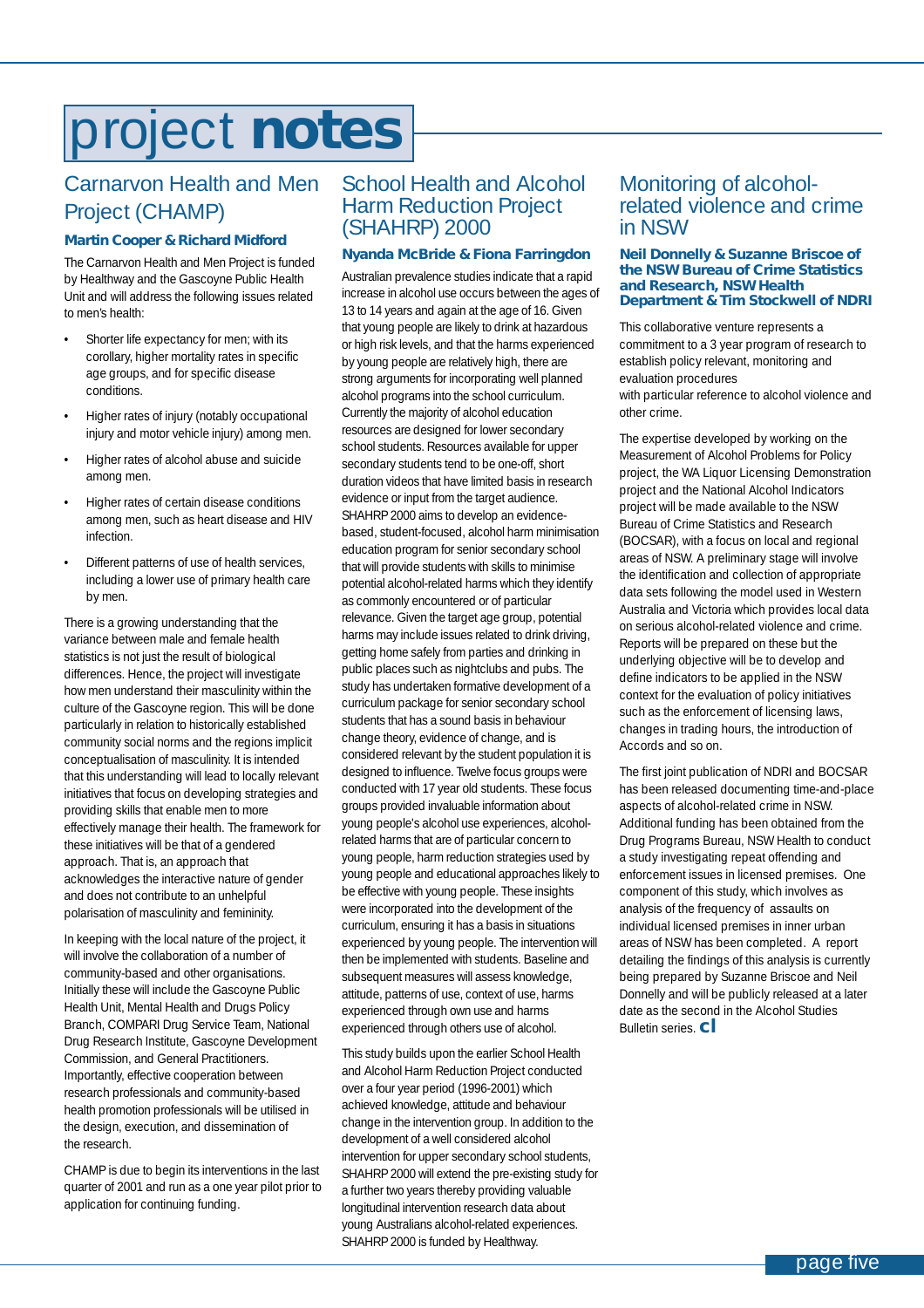# project notes

## Carnarvon Health and Men Project (CHAMP)

**Martin Cooper & Richard Midford**

The Carnarvon Health and Men Project is funded by Healthway and the Gascoyne Public Health Unit and will address the following issues related to men's health:

- Shorter life expectancy for men; with its corollary, higher mortality rates in specific age groups, and for specific disease conditions.
- Higher rates of injury (notably occupational injury and motor vehicle injury) among men.
- Higher rates of alcohol abuse and suicide among men.
- Higher rates of certain disease conditions among men, such as heart disease and HIV infection.
- Different patterns of use of health services, including a lower use of primary health care by men.

There is a growing understanding that the variance between male and female health statistics is not just the result of biological differences. Hence, the project will investigate how men understand their masculinity within the culture of the Gascoyne region. This will be done particularly in relation to historically established community social norms and the regions implicit conceptualisation of masculinity. It is intended that this understanding will lead to locally relevant initiatives that focus on developing strategies and providing skills that enable men to more effectively manage their health. The framework for these initiatives will be that of a gendered approach. That is, an approach that acknowledges the interactive nature of gender and does not contribute to an unhelpful polarisation of masculinity and femininity.

In keeping with the local nature of the project, it will involve the collaboration of a number of community-based and other organisations. Initially these will include the Gascoyne Public Health Unit, Mental Health and Drugs Policy Branch, COMPARI Drug Service Team, National Drug Research Institute, Gascoyne Development Commission, and General Practitioners. Importantly, effective cooperation between research professionals and community-based health promotion professionals will be utilised in the design, execution, and dissemination of the research.

CHAMP is due to begin its interventions in the last quarter of 2001 and run as a one year pilot prior to application for continuing funding.

## School Health and Alcohol Harm Reduction Project (SHAHRP) 2000

**Nyanda McBride & Fiona Farringdon**

Australian prevalence studies indicate that a rapid increase in alcohol use occurs between the ages of 13 to 14 years and again at the age of 16. Given that young people are likely to drink at hazardous or high risk levels, and that the harms experienced by young people are relatively high, there are strong arguments for incorporating well planned alcohol programs into the school curriculum. Currently the majority of alcohol education resources are designed for lower secondary school students. Resources available for upper secondary students tend to be one-off, short duration videos that have limited basis in research evidence or input from the target audience. SHAHRP 2000 aims to develop an evidence-based, student-focused, alcohol harm minimisation education program for senior secondary school that will provide students with skills to minimise potential alcohol-related harms which they identify as commonly encountered or of particular relevance. Given the target age group, potential harms may include issues related to drink driving, getting home safely from parties and drinking in public places such as nightclubs and pubs. The study has undertaken formative development of a curriculum package for senior secondary school students that has a sound basis in behaviour change theory, evidence of change, and is considered relevant by the student population it is designed to influence. Twelve focus groups were conducted with 17 year old students. These focus groups provided invaluable information about young people's alcohol use experiences, alcohol-related harms that are of particular concern to young people, harm reduction strategies used by young people and educational approaches likely to be effective with young people. These insights were incorporated into the development of the curriculum, ensuring it has a basis in situations experienced by young people. The intervention will then be implemented with students. Baseline and subsequent measures will assess knowledge, attitude, patterns of use, context of use, harms experienced through own use and harms experienced through others use of alcohol.

This study builds upon the earlier School Health and Alcohol Harm Reduction Project conducted over a four year period (1996-2001) which achieved knowledge, attitude and behaviour change in the intervention group. In addition to the development of a well considered alcohol intervention for upper secondary school students, SHAHRP 2000 will extend the pre-existing study for a further two years thereby providing valuable longitudinal intervention research data about young Australians alcohol-related experiences. SHAHRP 2000 is funded by Healthway.

## Monitoring of alcohol-related violence and crime in NSW

**Neil Donnelly & Suzanne Briscoe of the NSW Bureau of Crime Statistics and Research, NSW Health Department & Tim Stockwell of NDRI**

This collaborative venture represents a commitment to a 3 year program of research to establish policy relevant, monitoring and evaluation procedures
with particular reference to alcohol violence and other crime.

The expertise developed by working on the Measurement of Alcohol Problems for Policy project, the WA Liquor Licensing Demonstration project and the National Alcohol Indicators project will be made available to the NSW Bureau of Crime Statistics and Research (BOCSAR), with a focus on local and regional areas of NSW. A preliminary stage will involve the identification and collection of appropriate data sets following the model used in Western Australia and Victoria which provides local data on serious alcohol-related violence and crime. Reports will be prepared on these but the underlying objective will be to develop and define indicators to be applied in the NSW context for the evaluation of policy initiatives such as the enforcement of licensing laws, changes in trading hours, the introduction of Accords and so on.

The first joint publication of NDRI and BOCSAR has been released documenting time-and-place aspects of alcohol-related crime in NSW. Additional funding has been obtained from the Drug Programs Bureau, NSW Health to conduct a study investigating repeat offending and enforcement issues in licensed premises. One component of this study, which involves as analysis of the frequency of assaults on individual licensed premises in inner urban areas of NSW has been completed. A report detailing the findings of this analysis is currently being prepared by Suzanne Briscoe and Neil Donnelly and will be publicly released at a later date as the second in the Alcohol Studies Bulletin series. **cl**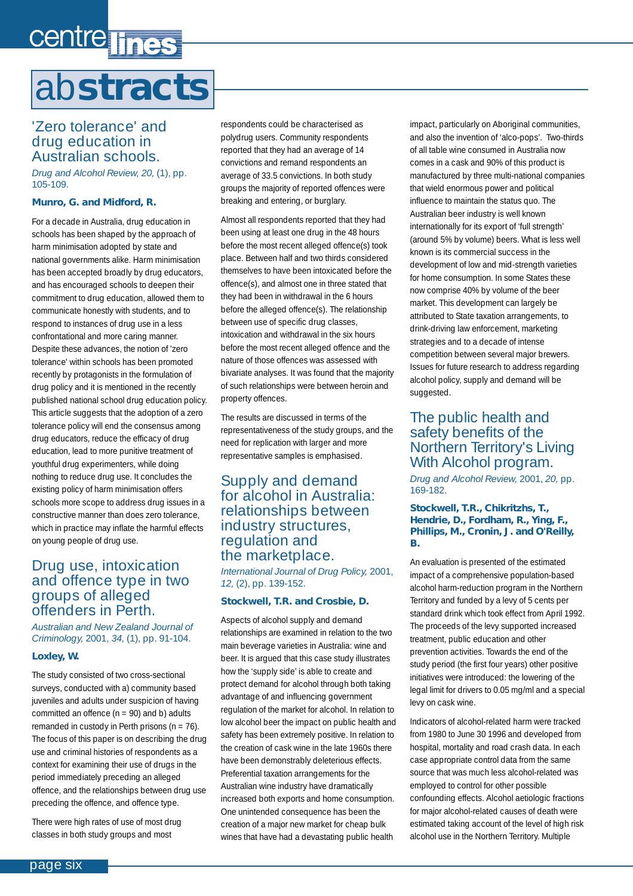# abstracts

## 'Zero tolerance' and drug education in Australian schools.

*Drug and Alcohol Review, 20,* (1), pp. 105-109.

**Munro, G. and Midford, R.**

For a decade in Australia, drug education in schools has been shaped by the approach of harm minimisation adopted by state and national governments alike. Harm minimisation has been accepted broadly by drug educators, and has encouraged schools to deepen their commitment to drug education, allowed them to communicate honestly with students, and to respond to instances of drug use in a less confrontational and more caring manner. Despite these advances, the notion of 'zero tolerance' within schools has been promoted recently by protagonists in the formulation of drug policy and it is mentioned in the recently published national school drug education policy. This article suggests that the adoption of a zero tolerance policy will end the consensus among drug educators, reduce the efficacy of drug education, lead to more punitive treatment of youthful drug experimenters, while doing nothing to reduce drug use. It concludes the existing policy of harm minimisation offers schools more scope to address drug issues in a constructive manner than does zero tolerance, which in practice may inflate the harmful effects on young people of drug use.

## Drug use, intoxication and offence type in two groups of alleged offenders in Perth.

*Australian and New Zealand Journal of Criminology,* 2001, *34,* (1), pp. 91-104.

**Loxley, W.**

The study consisted of two cross-sectional surveys, conducted with a) community based juveniles and adults under suspicion of having committed an offence (n = 90) and b) adults remanded in custody in Perth prisons (n = 76). The focus of this paper is on describing the drug use and criminal histories of respondents as a context for examining their use of drugs in the period immediately preceding an alleged offence, and the relationships between drug use preceding the offence, and offence type.

There were high rates of use of most drug classes in both study groups and most respondents could be characterised as polydrug users. Community respondents reported that they had an average of 14 convictions and remand respondents an average of 33.5 convictions. In both study groups the majority of reported offences were breaking and entering, or burglary.

Almost all respondents reported that they had been using at least one drug in the 48 hours before the most recent alleged offence(s) took place. Between half and two thirds considered themselves to have been intoxicated before the offence(s), and almost one in three stated that they had been in withdrawal in the 6 hours before the alleged offence(s). The relationship between use of specific drug classes, intoxication and withdrawal in the six hours before the most recent alleged offence and the nature of those offences was assessed with bivariate analyses. It was found that the majority of such relationships were between heroin and property offences.

The results are discussed in terms of the representativeness of the study groups, and the need for replication with larger and more representative samples is emphasised.

## Supply and demand for alcohol in Australia: relationships between industry structures, regulation and the marketplace.

*International Journal of Drug Policy,* 2001, *12,* (2), pp. 139-152.

**Stockwell, T.R. and Crosbie, D.**

Aspects of alcohol supply and demand relationships are examined in relation to the two main beverage varieties in Australia: wine and beer. It is argued that this case study illustrates how the 'supply side' is able to create and protect demand for alcohol through both taking advantage of and influencing government regulation of the market for alcohol. In relation to low alcohol beer the impact on public health and safety has been extremely positive. In relation to the creation of cask wine in the late 1960s there have been demonstrably deleterious effects. Preferential taxation arrangements for the Australian wine industry have dramatically increased both exports and home consumption. One unintended consequence has been the creation of a major new market for cheap bulk wines that have had a devastating public health impact, particularly on Aboriginal communities, and also the invention of 'alco-pops'. Two-thirds of all table wine consumed in Australia now comes in a cask and 90% of this product is manufactured by three multi-national companies that wield enormous power and political influence to maintain the status quo. The Australian beer industry is well known internationally for its export of 'full strength' (around 5% by volume) beers. What is less well known is its commercial success in the development of low and mid-strength varieties for home consumption. In some States these now comprise 40% by volume of the beer market. This development can largely be attributed to State taxation arrangements, to drink-driving law enforcement, marketing strategies and to a decade of intense competition between several major brewers. Issues for future research to address regarding alcohol policy, supply and demand will be suggested.

## The public health and safety benefits of the Northern Territory's Living With Alcohol program.

*Drug and Alcohol Review,* 2001, *20,* pp. 169-182.

**Stockwell, T.R., Chikritzhs, T., Hendrie, D., Fordham, R., Ying, F., Phillips, M., Cronin, J. and O'Reilly, B.**

An evaluation is presented of the estimated impact of a comprehensive population-based alcohol harm-reduction program in the Northern Territory and funded by a levy of 5 cents per standard drink which took effect from April 1992. The proceeds of the levy supported increased treatment, public education and other prevention activities. Towards the end of the study period (the first four years) other positive initiatives were introduced: the lowering of the legal limit for drivers to 0.05 mg/ml and a special levy on cask wine.

Indicators of alcohol-related harm were tracked from 1980 to June 30 1996 and developed from hospital, mortality and road crash data. In each case appropriate control data from the same source that was much less alcohol-related was employed to control for other possible confounding effects. Alcohol aetiologic fractions for major alcohol-related causes of death were estimated taking account of the level of high risk alcohol use in the Northern Territory. Multiple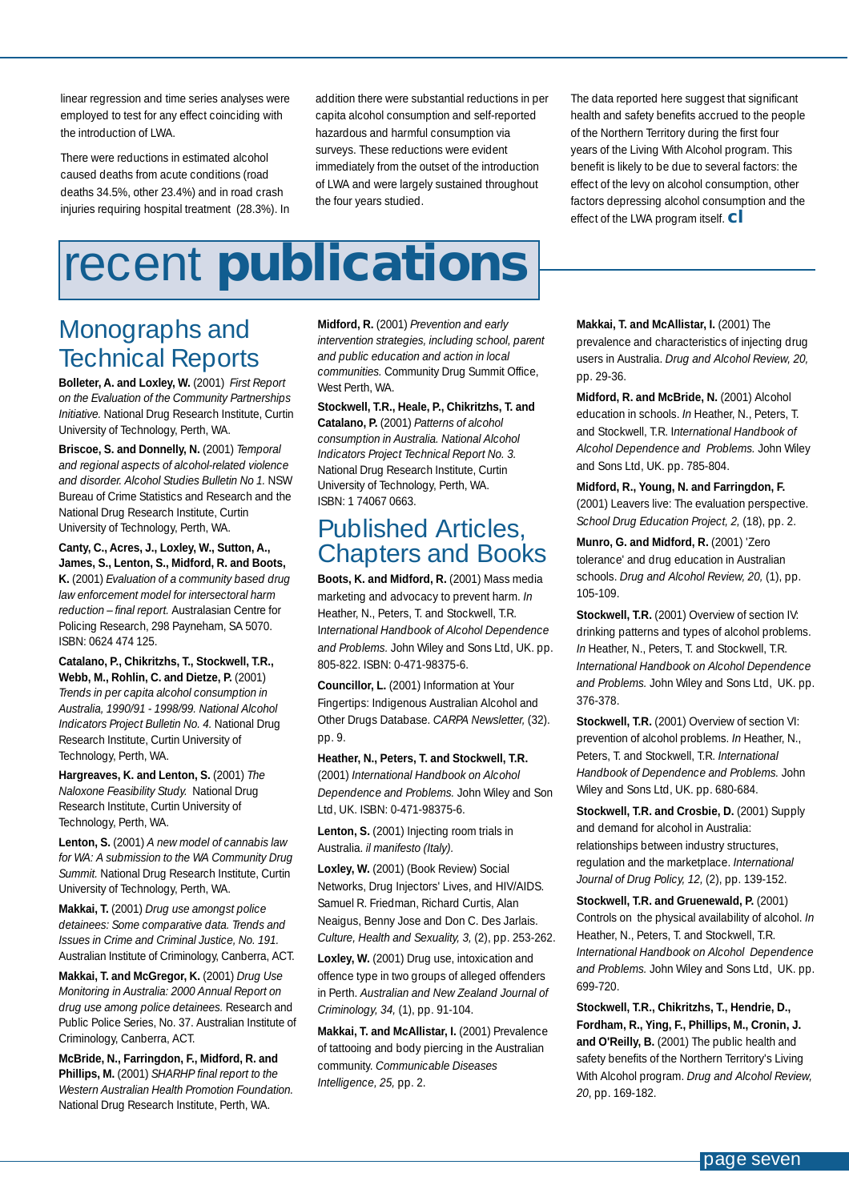linear regression and time series analyses were employed to test for any effect coinciding with the introduction of LWA.

There were reductions in estimated alcohol caused deaths from acute conditions (road deaths 34.5%, other 23.4%) and in road crash injuries requiring hospital treatment (28.3%). In addition there were substantial reductions in per capita alcohol consumption and self-reported hazardous and harmful consumption via surveys. These reductions were evident immediately from the outset of the introduction of LWA and were largely sustained throughout the four years studied.

The data reported here suggest that significant health and safety benefits accrued to the people of the Northern Territory during the first four years of the Living With Alcohol program. This benefit is likely to be due to several factors: the effect of the levy on alcohol consumption, other factors depressing alcohol consumption and the effect of the LWA program itself. **cl**

# recent **publications**

## Monographs and Technical Reports

**Bolleter, A. and Loxley, W.** (2001) *First Report on the Evaluation of the Community Partnerships Initiative.* National Drug Research Institute, Curtin University of Technology, Perth, WA.

**Briscoe, S. and Donnelly, N.** (2001) *Temporal and regional aspects of alcohol-related violence and disorder. Alcohol Studies Bulletin No 1.* NSW Bureau of Crime Statistics and Research and the National Drug Research Institute, Curtin University of Technology, Perth, WA.

**Canty, C., Acres, J., Loxley, W., Sutton, A., James, S., Lenton, S., Midford, R. and Boots, K.** (2001) *Evaluation of a community based drug law enforcement model for intersectoral harm reduction – final report.* Australasian Centre for Policing Research, 298 Payneham, SA 5070. ISBN: 0624 474 125.

**Catalano, P., Chikritzhs, T., Stockwell, T.R., Webb, M., Rohlin, C. and Dietze, P.** (2001) *Trends in per capita alcohol consumption in Australia, 1990/91 - 1998/99. National Alcohol Indicators Project Bulletin No. 4.* National Drug Research Institute, Curtin University of Technology, Perth, WA.

**Hargreaves, K. and Lenton, S.** (2001) *The Naloxone Feasibility Study.* National Drug Research Institute, Curtin University of Technology, Perth, WA.

**Lenton, S.** (2001) *A new model of cannabis law for WA: A submission to the WA Community Drug Summit.* National Drug Research Institute, Curtin University of Technology, Perth, WA.

**Makkai, T.** (2001) *Drug use amongst police detainees: Some comparative data. Trends and Issues in Crime and Criminal Justice, No. 191.* Australian Institute of Criminology, Canberra, ACT.

**Makkai, T. and McGregor, K.** (2001) *Drug Use Monitoring in Australia: 2000 Annual Report on drug use among police detainees.* Research and Public Police Series, No. 37. Australian Institute of Criminology, Canberra, ACT.

**McBride, N., Farringdon, F., Midford, R. and Phillips, M.** (2001) *SHARHP final report to the Western Australian Health Promotion Foundation.* National Drug Research Institute, Perth, WA.

**Midford, R.** (2001) *Prevention and early intervention strategies, including school, parent and public education and action in local communities.* Community Drug Summit Office, West Perth, WA.

**Stockwell, T.R., Heale, P., Chikritzhs, T. and Catalano, P.** (2001) *Patterns of alcohol consumption in Australia. National Alcohol Indicators Project Technical Report No. 3.* National Drug Research Institute, Curtin University of Technology, Perth, WA. ISBN: 1 74067 0663.

## Published Articles, Chapters and Books

**Boots, K. and Midford, R.** (2001) Mass media marketing and advocacy to prevent harm. *In* Heather, N., Peters, T. and Stockwell, T.R. *International Handbook of Alcohol Dependence and Problems.* John Wiley and Sons Ltd, UK. pp. 805-822. ISBN: 0-471-98375-6.

**Councillor, L.** (2001) Information at Your Fingertips: Indigenous Australian Alcohol and Other Drugs Database. *CARPA Newsletter,* (32). pp. 9.

**Heather, N., Peters, T. and Stockwell, T.R.** (2001) *International Handbook on Alcohol Dependence and Problems.* John Wiley and Son Ltd, UK. ISBN: 0-471-98375-6.

**Lenton, S.** (2001) Injecting room trials in Australia. *il manifesto (Italy).*

**Loxley, W.** (2001) (Book Review) Social Networks, Drug Injectors' Lives, and HIV/AIDS. Samuel R. Friedman, Richard Curtis, Alan Neaigus, Benny Jose and Don C. Des Jarlais. *Culture, Health and Sexuality, 3,* (2), pp. 253-262.

**Loxley, W.** (2001) Drug use, intoxication and offence type in two groups of alleged offenders in Perth. *Australian and New Zealand Journal of Criminology, 34,* (1), pp. 91-104.

**Makkai, T. and McAllister, I.** (2001) Prevalence of tattooing and body piercing in the Australian community. *Communicable Diseases Intelligence, 25,* pp. 2.

**Makkai, T. and McAllister, I.** (2001) The prevalence and characteristics of injecting drug users in Australia. *Drug and Alcohol Review, 20,* pp. 29-36.

**Midford, R. and McBride, N.** (2001) Alcohol education in schools. *In* Heather, N., Peters, T. and Stockwell, T.R. *International Handbook of Alcohol Dependence and Problems.* John Wiley and Sons Ltd, UK. pp. 785-804.

**Midford, R., Young, N. and Farringdon, F.** (2001) Leavers live: The evaluation perspective. *School Drug Education Project, 2,* (18), pp. 2.

**Munro, G. and Midford, R.** (2001) 'Zero tolerance' and drug education in Australian schools. *Drug and Alcohol Review, 20,* (1), pp. 105-109.

**Stockwell, T.R.** (2001) Overview of section IV: drinking patterns and types of alcohol problems. *In* Heather, N., Peters, T. and Stockwell, T.R. *International Handbook on Alcohol Dependence and Problems.* John Wiley and Sons Ltd, UK. pp. 376-378.

**Stockwell, T.R.** (2001) Overview of section VI: prevention of alcohol problems. *In* Heather, N., Peters, T. and Stockwell, T.R. *International Handbook of Dependence and Problems.* John Wiley and Sons Ltd, UK. pp. 680-684.

**Stockwell, T.R. and Crosbie, D.** (2001) Supply and demand for alcohol in Australia: relationships between industry structures, regulation and the marketplace. *International Journal of Drug Policy, 12,* (2), pp. 139-152.

**Stockwell, T.R. and Gruenewald, P.** (2001) Controls on the physical availability of alcohol. *In* Heather, N., Peters, T. and Stockwell, T.R. *International Handbook on Alcohol Dependence and Problems.* John Wiley and Sons Ltd, UK. pp. 699-720.

**Stockwell, T.R., Chikritzhs, T., Hendrie, D., Fordham, R., Ying, F., Phillips, M., Cronin, J. and O'Reilly, B.** (2001) The public health and safety benefits of the Northern Territory's Living With Alcohol program. *Drug and Alcohol Review, 20*, pp. 169-182.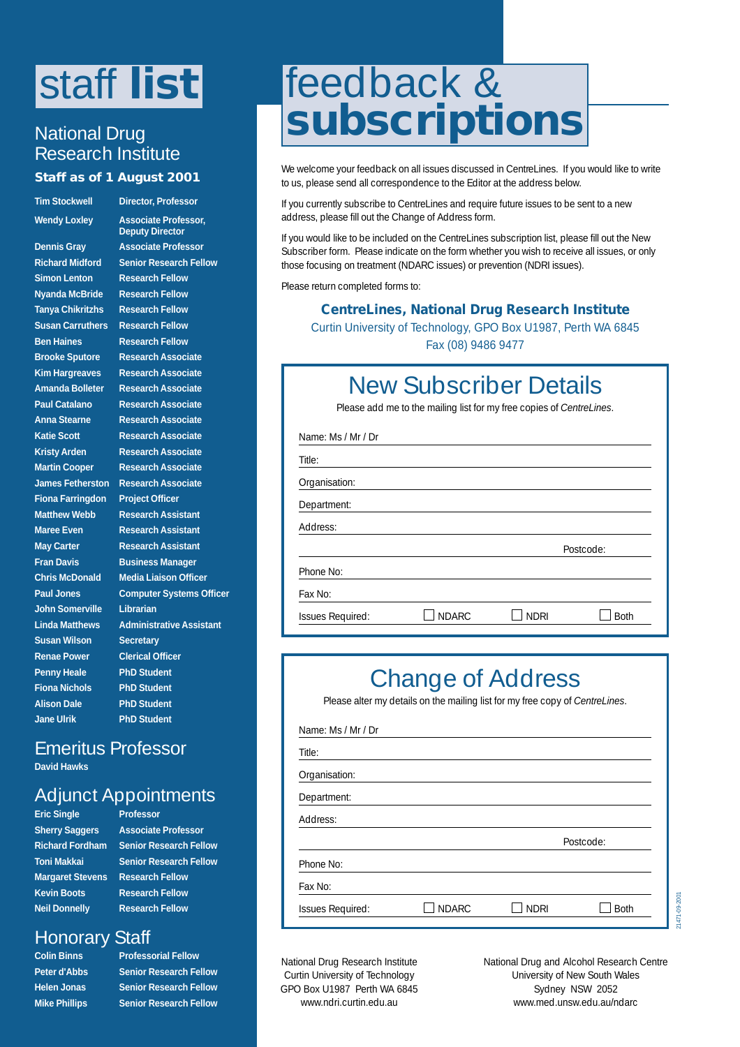# staff **list**

## National Drug Research Institute

### Staff as of 1 August 2001

| | |
|---|---|
| Tim Stockwell | Director, Professor |
| Wendy Loxley | Associate Professor, Deputy Director |
| Dennis Gray | Associate Professor |
| Richard Midford | Senior Research Fellow |
| Simon Lenton | Research Fellow |
| Nyanda McBride | Research Fellow |
| Tanya Chikritzhs | Research Fellow |
| Susan Carruthers | Research Fellow |
| Ben Haines | Research Fellow |
| Brooke Sputore | Research Associate |
| Kim Hargreaves | Research Associate |
| Amanda Bolleter | Research Associate |
| Paul Catalano | Research Associate |
| Anna Stearne | Research Associate |
| Katie Scott | Research Associate |
| Kristy Arden | Research Associate |
| Martin Cooper | Research Associate |
| James Fetherston | Research Associate |
| Fiona Farringdon | Project Officer |
| Matthew Webb | Research Assistant |
| Maree Even | Research Assistant |
| May Carter | Research Assistant |
| Fran Davis | Business Manager |
| Chris McDonald | Media Liaison Officer |
| Paul Jones | Computer Systems Officer |
| John Somerville | Librarian |
| Linda Matthews | Administrative Assistant |
| Susan Wilson | Secretary |
| Renae Power | Clerical Officer |
| Penny Heale | PhD Student |
| Fiona Nichols | PhD Student |
| Alison Dale | PhD Student |
| Jane Ulrik | PhD Student |

## Emeritus Professor

David Hawks

## Adjunct Appointments

| | |
|---|---|
| Eric Single | Professor |
| Sherry Saggers | Associate Professor |
| Richard Fordham | Senior Research Fellow |
| Toni Makkai | Senior Research Fellow |
| Margaret Stevens | Research Fellow |
| Kevin Boots | Research Fellow |
| Neil Donnelly | Research Fellow |

## Honorary Staff

| | |
|---|---|
| Colin Binns | Professorial Fellow |
| Peter d'Abbs | Senior Research Fellow |
| Helen Jonas | Senior Research Fellow |
| Mike Phillips | Senior Research Fellow |

# feedback & **subscriptions**

We welcome your feedback on all issues discussed in CentreLines. If you would like to write to us, please send all correspondence to the Editor at the address below.

If you currently subscribe to CentreLines and require future issues to be sent to a new address, please fill out the Change of Address form.

If you would like to be included on the CentreLines subscription list, please fill out the New Subscriber form. Please indicate on the form whether you wish to receive all issues, or only those focusing on treatment (NDARC issues) or prevention (NDRI issues).

Please return completed forms to:

**CentreLines, National Drug Research Institute**
Curtin University of Technology, GPO Box U1987, Perth WA 6845
Fax (08) 9486 9477

## New Subscriber Details

Please add me to the mailing list for my free copies of *CentreLines*.

Name: Ms / Mr / Dr

Title:

Organisation:

Department:

Address:

Postcode:

Phone No:

Fax No:

Issues Required: ☐ NDARC ☐ NDRI ☐ Both

## Change of Address

Please alter my details on the mailing list for my free copy of *CentreLines*.

Name: Ms / Mr / Dr

Title:

Organisation:

Department:

Address:

Postcode:

Phone No:

Fax No:

Issues Required: ☐ NDARC ☐ NDRI ☐ Both

National Drug Research Institute
Curtin University of Technology
GPO Box U1987 Perth WA 6845
www.ndri.curtin.edu.au

National Drug and Alcohol Research Centre
University of New South Wales
Sydney NSW 2052
www.med.unsw.edu.au/ndarc

21471-09-2001